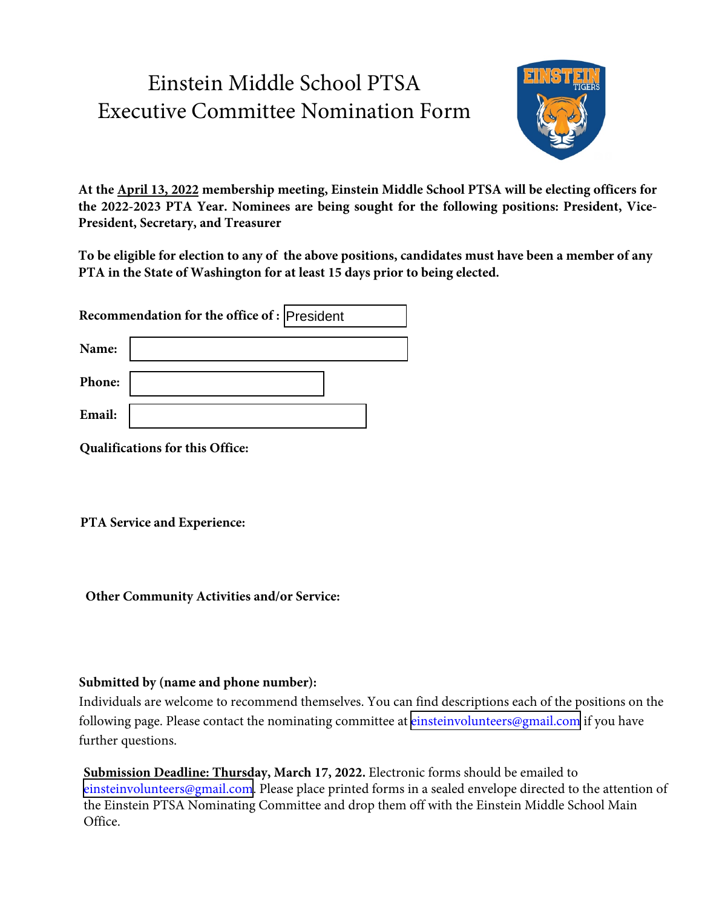# Einstein Middle School PTSA
# Executive Committee Nomination Form

**At the April 13, 2022 membership meeting, Einstein Middle School PTSA will be electing officers for the 2022-2023 PTA Year. Nominees are being sought for the following positions: President, Vice-President, Secretary, and Treasurer**

**To be eligible for election to any of the above positions, candidates must have been a member of any PTA in the State of Washington for at least 15 days prior to being elected.**

**Recommendation for the office of :** President

**Name:**

**Phone:**

**Email:**

**Qualifications for this Office:**

**PTA Service and Experience:**

**Other Community Activities and/or Service:**

**Submitted by (name and phone number):**

Individuals are welcome to recommend themselves. You can find descriptions each of the positions on the following page. Please contact the nominating committee at einsteinvolunteers@gmail.com if you have further questions.

**Submission Deadline: Thursday, March 17, 2022.** Electronic forms should be emailed to einsteinvolunteers@gmail.com. Please place printed forms in a sealed envelope directed to the attention of the Einstein PTSA Nominating Committee and drop them off with the Einstein Middle School Main Office.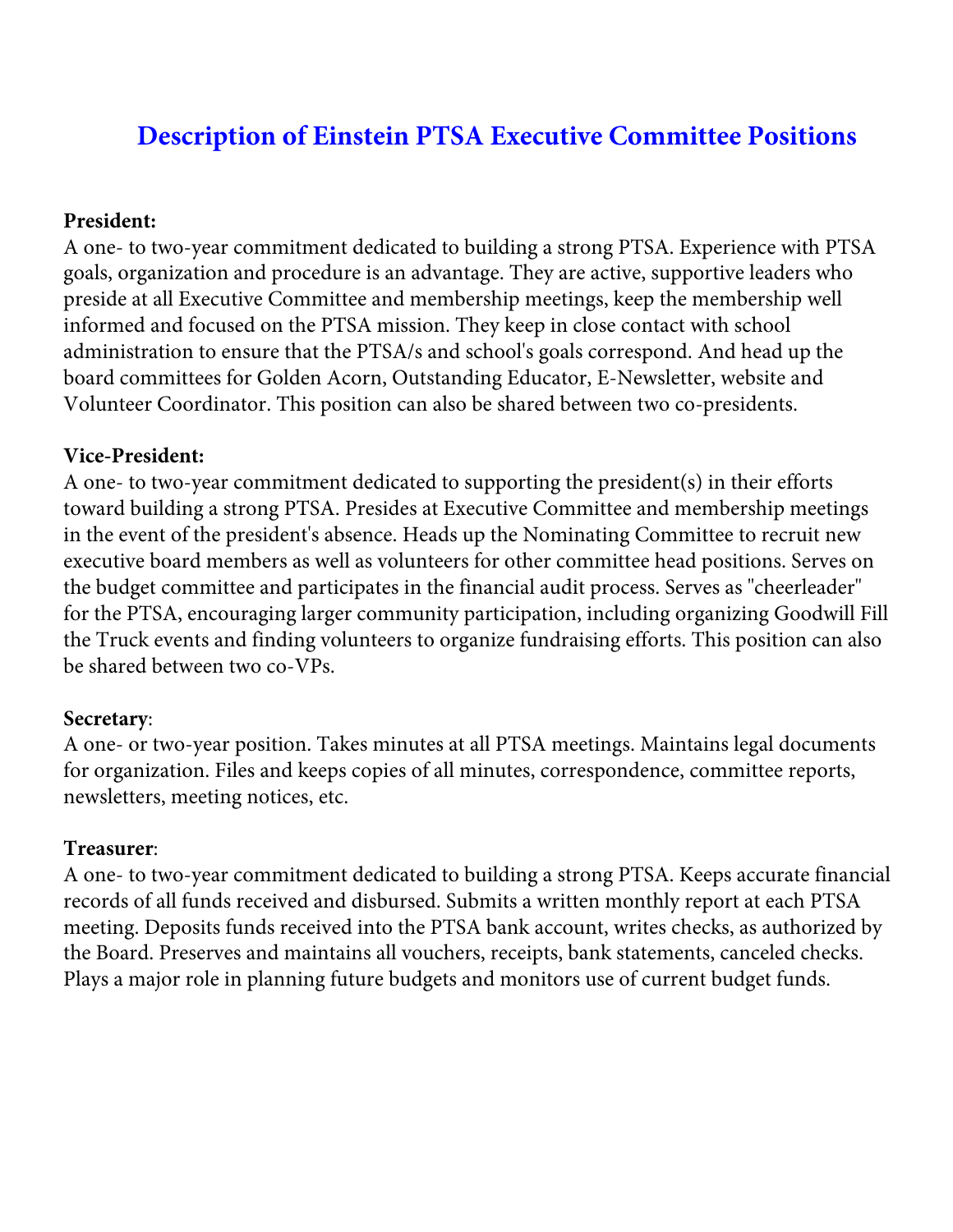# Description of Einstein PTSA Executive Committee Positions

**President:**
A one- to two-year commitment dedicated to building a strong PTSA. Experience with PTSA goals, organization and procedure is an advantage. They are active, supportive leaders who preside at all Executive Committee and membership meetings, keep the membership well informed and focused on the PTSA mission. They keep in close contact with school administration to ensure that the PTSA/s and school's goals correspond. And head up the board committees for Golden Acorn, Outstanding Educator, E-Newsletter, website and Volunteer Coordinator. This position can also be shared between two co-presidents.

**Vice-President:**
A one- to two-year commitment dedicated to supporting the president(s) in their efforts toward building a strong PTSA. Presides at Executive Committee and membership meetings in the event of the president's absence. Heads up the Nominating Committee to recruit new executive board members as well as volunteers for other committee head positions. Serves on the budget committee and participates in the financial audit process. Serves as "cheerleader" for the PTSA, encouraging larger community participation, including organizing Goodwill Fill the Truck events and finding volunteers to organize fundraising efforts. This position can also be shared between two co-VPs.

**Secretary**:
A one- or two-year position. Takes minutes at all PTSA meetings. Maintains legal documents for organization. Files and keeps copies of all minutes, correspondence, committee reports, newsletters, meeting notices, etc.

**Treasurer**:
A one- to two-year commitment dedicated to building a strong PTSA. Keeps accurate financial records of all funds received and disbursed. Submits a written monthly report at each PTSA meeting. Deposits funds received into the PTSA bank account, writes checks, as authorized by the Board. Preserves and maintains all vouchers, receipts, bank statements, canceled checks. Plays a major role in planning future budgets and monitors use of current budget funds.